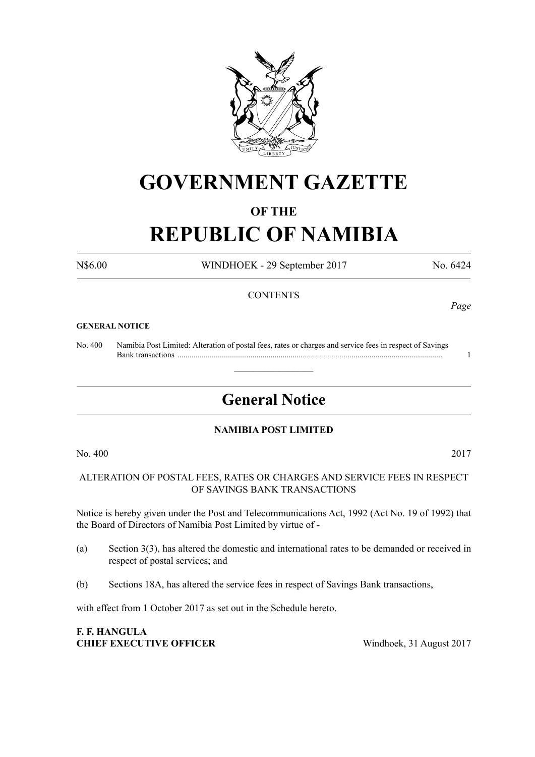# GOVERNMENT GAZETTE

## OF THE

# REPUBLIC OF NAMIBIA

N$6.00 WINDHOEK - 29 September 2017 No. 6424

CONTENTS

*Page*

**GENERAL NOTICE**

No. 400 Namibia Post Limited: Alteration of postal fees, rates or charges and service fees in respect of Savings Bank transactions .................................................................................................................................. 1

---

## General Notice

### NAMIBIA POST LIMITED

No. 400 2017

ALTERATION OF POSTAL FEES, RATES OR CHARGES AND SERVICE FEES IN RESPECT OF SAVINGS BANK TRANSACTIONS

Notice is hereby given under the Post and Telecommunications Act, 1992 (Act No. 19 of 1992) that the Board of Directors of Namibia Post Limited by virtue of -

(a) Section 3(3), has altered the domestic and international rates to be demanded or received in respect of postal services; and

(b) Sections 18A, has altered the service fees in respect of Savings Bank transactions,

with effect from 1 October 2017 as set out in the Schedule hereto.

**F. F. HANGULA**
**CHIEF EXECUTIVE OFFICER** Windhoek, 31 August 2017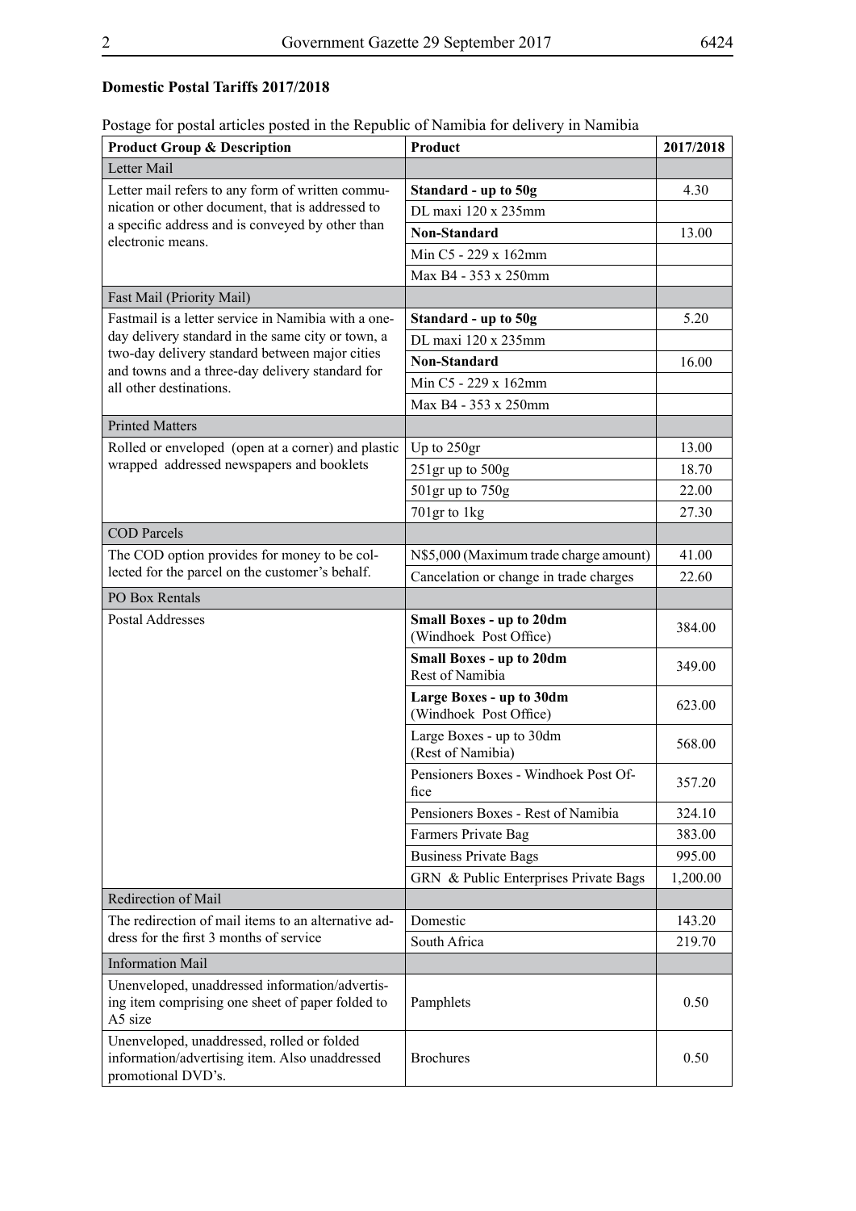**Domestic Postal Tariffs 2017/2018**

Postage for postal articles posted in the Republic of Namibia for delivery in Namibia

| Product Group & Description | Product | 2017/2018 |
|---|---|---|
| Letter Mail | | |
| Letter mail refers to any form of written communication or other document, that is addressed to a specific address and is conveyed by other than electronic means. | **Standard - up to 50g** | 4.30 |
| | DL maxi 120 x 235mm | |
| | **Non-Standard** | 13.00 |
| | Min C5 - 229 x 162mm | |
| | Max B4 - 353 x 250mm | |
| Fast Mail (Priority Mail) | | |
| Fastmail is a letter service in Namibia with a one-day delivery standard in the same city or town, a two-day delivery standard between major cities and towns and a three-day delivery standard for all other destinations. | **Standard - up to 50g** | 5.20 |
| | DL maxi 120 x 235mm | |
| | **Non-Standard** | 16.00 |
| | Min C5 - 229 x 162mm | |
| | Max B4 - 353 x 250mm | |
| Printed Matters | | |
| Rolled or enveloped (open at a corner) and plastic wrapped addressed newspapers and booklets | Up to 250gr | 13.00 |
| | 251gr up to 500g | 18.70 |
| | 501gr up to 750g | 22.00 |
| | 701gr to 1kg | 27.30 |
| COD Parcels | | |
| The COD option provides for money to be collected for the parcel on the customer's behalf. | N$5,000 (Maximum trade charge amount) | 41.00 |
| | Cancelation or change in trade charges | 22.60 |
| PO Box Rentals | | |
| Postal Addresses | **Small Boxes - up to 20dm** (Windhoek Post Office) | 384.00 |
| | **Small Boxes - up to 20dm** Rest of Namibia | 349.00 |
| | **Large Boxes - up to 30dm** (Windhoek Post Office) | 623.00 |
| | Large Boxes - up to 30dm (Rest of Namibia) | 568.00 |
| | Pensioners Boxes - Windhoek Post Office | 357.20 |
| | Pensioners Boxes - Rest of Namibia | 324.10 |
| | Farmers Private Bag | 383.00 |
| | Business Private Bags | 995.00 |
| | GRN & Public Enterprises Private Bags | 1,200.00 |
| Redirection of Mail | | |
| The redirection of mail items to an alternative address for the first 3 months of service | Domestic | 143.20 |
| | South Africa | 219.70 |
| Information Mail | | |
| Unenveloped, unaddressed information/advertising item comprising one sheet of paper folded to A5 size | Pamphlets | 0.50 |
| Unenveloped, unaddressed, rolled or folded information/advertising item. Also unaddressed promotional DVD's. | Brochures | 0.50 |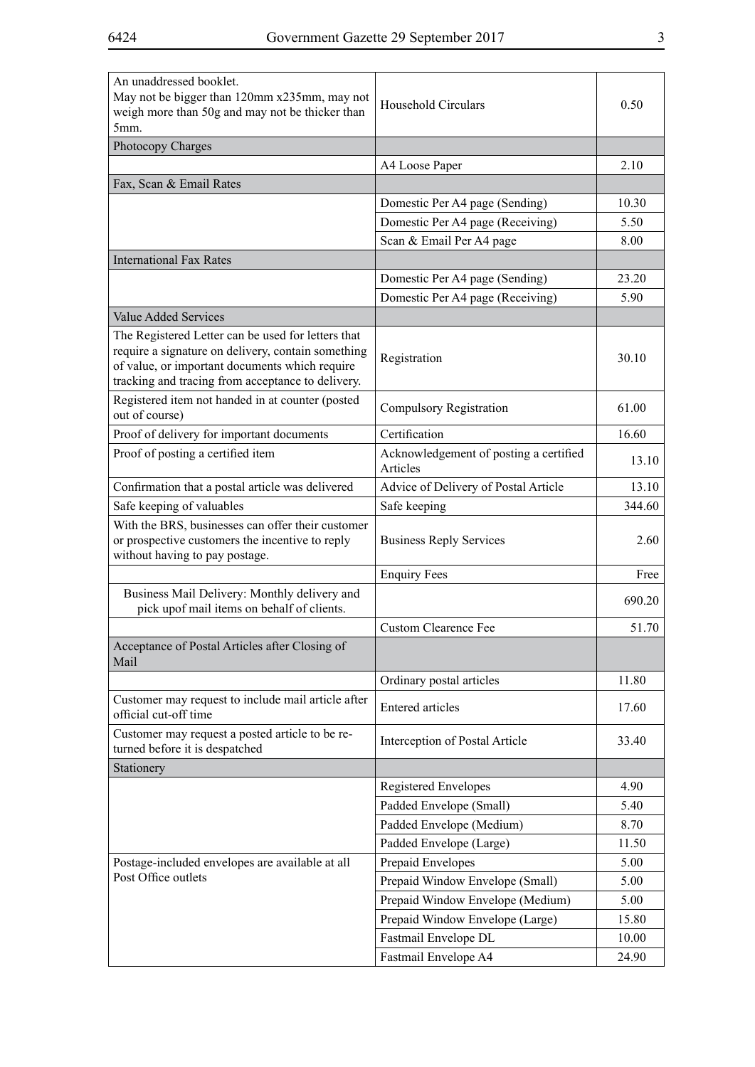| | | |
|---|---|---|
| An unaddressed booklet. May not be bigger than 120mm x235mm, may not weigh more than 50g and may not be thicker than 5mm. | Household Circulars | 0.50 |
| Photocopy Charges | | |
| | A4 Loose Paper | 2.10 |
| Fax, Scan & Email Rates | | |
| | Domestic Per A4 page (Sending) | 10.30 |
| | Domestic Per A4 page (Receiving) | 5.50 |
| | Scan & Email Per A4 page | 8.00 |
| International Fax Rates | | |
| | Domestic Per A4 page (Sending) | 23.20 |
| | Domestic Per A4 page (Receiving) | 5.90 |
| Value Added Services | | |
| The Registered Letter can be used for letters that require a signature on delivery, contain something of value, or important documents which require tracking and tracing from acceptance to delivery. | Registration | 30.10 |
| Registered item not handed in at counter (posted out of course) | Compulsory Registration | 61.00 |
| Proof of delivery for important documents | Certification | 16.60 |
| Proof of posting a certified item | Acknowledgement of posting a certified Articles | 13.10 |
| Confirmation that a postal article was delivered | Advice of Delivery of Postal Article | 13.10 |
| Safe keeping of valuables | Safe keeping | 344.60 |
| With the BRS, businesses can offer their customer or prospective customers the incentive to reply without having to pay postage. | Business Reply Services | 2.60 |
| | Enquiry Fees | Free |
| Business Mail Delivery: Monthly delivery and pick upof mail items on behalf of clients. | | 690.20 |
| | Custom Clearence Fee | 51.70 |
| Acceptance of Postal Articles after Closing of Mail | | |
| | Ordinary postal articles | 11.80 |
| Customer may request to include mail article after official cut-off time | Entered articles | 17.60 |
| Customer may request a posted article to be returned before it is despatched | Interception of Postal Article | 33.40 |
| Stationery | | |
| | Registered Envelopes | 4.90 |
| | Padded Envelope (Small) | 5.40 |
| | Padded Envelope (Medium) | 8.70 |
| | Padded Envelope (Large) | 11.50 |
| Postage-included envelopes are available at all Post Office outlets | Prepaid Envelopes | 5.00 |
| | Prepaid Window Envelope (Small) | 5.00 |
| | Prepaid Window Envelope (Medium) | 5.00 |
| | Prepaid Window Envelope (Large) | 15.80 |
| | Fastmail Envelope DL | 10.00 |
| | Fastmail Envelope A4 | 24.90 |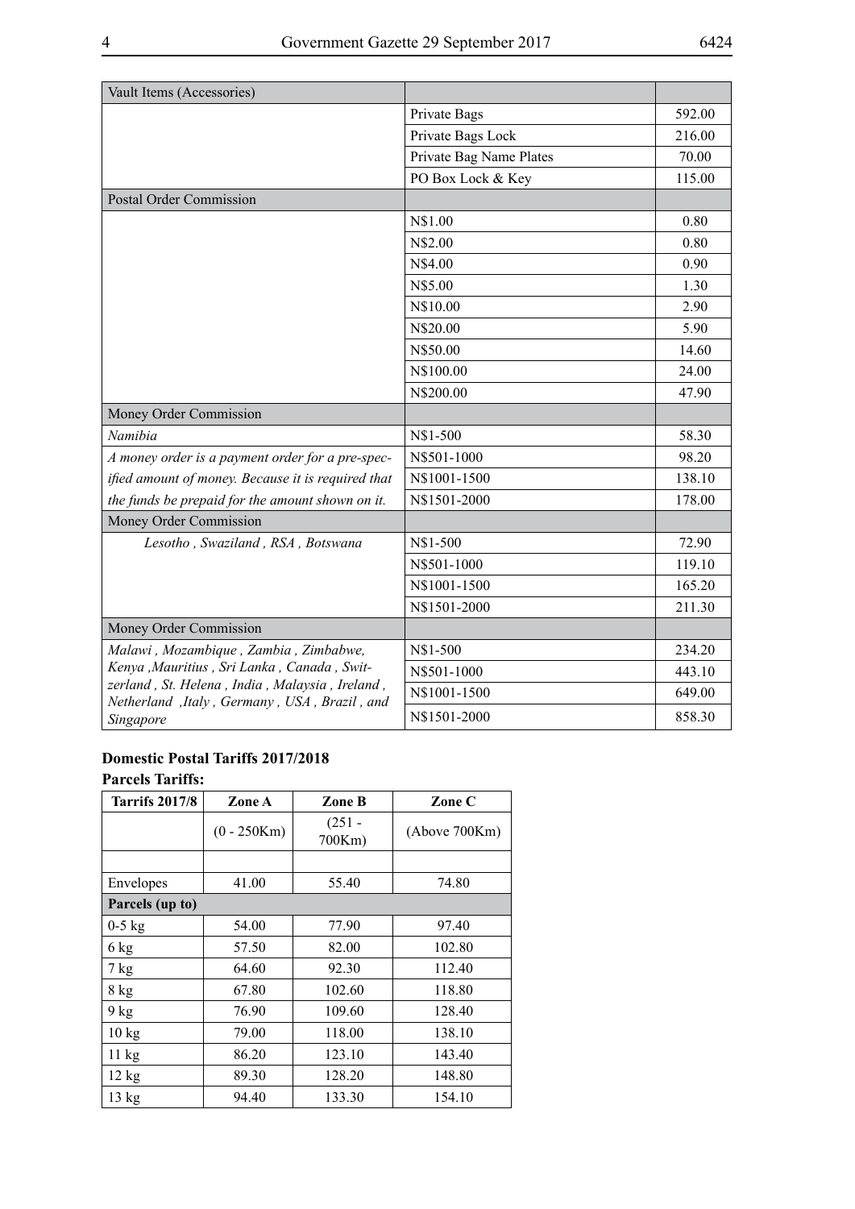| Vault Items (Accessories) | | |
|---|---|---|
| | Private Bags | 592.00 |
| | Private Bags Lock | 216.00 |
| | Private Bag Name Plates | 70.00 |
| | PO Box Lock & Key | 115.00 |
| Postal Order Commission | | |
| | N$1.00 | 0.80 |
| | N$2.00 | 0.80 |
| | N$4.00 | 0.90 |
| | N$5.00 | 1.30 |
| | N$10.00 | 2.90 |
| | N$20.00 | 5.90 |
| | N$50.00 | 14.60 |
| | N$100.00 | 24.00 |
| | N$200.00 | 47.90 |
| Money Order Commission | | |
| *Namibia* | N$1-500 | 58.30 |
| *A money order is a payment order for a pre-specified amount of money. Because it is required that the funds be prepaid for the amount shown on it.* | N$501-1000 | 98.20 |
| | N$1001-1500 | 138.10 |
| | N$1501-2000 | 178.00 |
| Money Order Commission | | |
| *Lesotho , Swaziland , RSA , Botswana* | N$1-500 | 72.90 |
| | N$501-1000 | 119.10 |
| | N$1001-1500 | 165.20 |
| | N$1501-2000 | 211.30 |
| Money Order Commission | | |
| *Malawi , Mozambique , Zambia , Zimbabwe, Kenya ,Mauritius , Sri Lanka , Canada , Switzerland , St. Helena , India , Malaysia , Ireland , Netherland ,Italy , Germany , USA , Brazil , and Singapore* | N$1-500 | 234.20 |
| | N$501-1000 | 443.10 |
| | N$1001-1500 | 649.00 |
| | N$1501-2000 | 858.30 |

**Domestic Postal Tariffs 2017/2018**

**Parcels Tariffs:**

| Tarrifs 2017/8 | Zone A | Zone B | Zone C |
|---|---|---|---|
| | (0 - 250Km) | (251 - 700Km) | (Above 700Km) |
| | | | |
| Envelopes | 41.00 | 55.40 | 74.80 |
| **Parcels (up to)** | | | |
| 0-5 kg | 54.00 | 77.90 | 97.40 |
| 6 kg | 57.50 | 82.00 | 102.80 |
| 7 kg | 64.60 | 92.30 | 112.40 |
| 8 kg | 67.80 | 102.60 | 118.80 |
| 9 kg | 76.90 | 109.60 | 128.40 |
| 10 kg | 79.00 | 118.00 | 138.10 |
| 11 kg | 86.20 | 123.10 | 143.40 |
| 12 kg | 89.30 | 128.20 | 148.80 |
| 13 kg | 94.40 | 133.30 | 154.10 |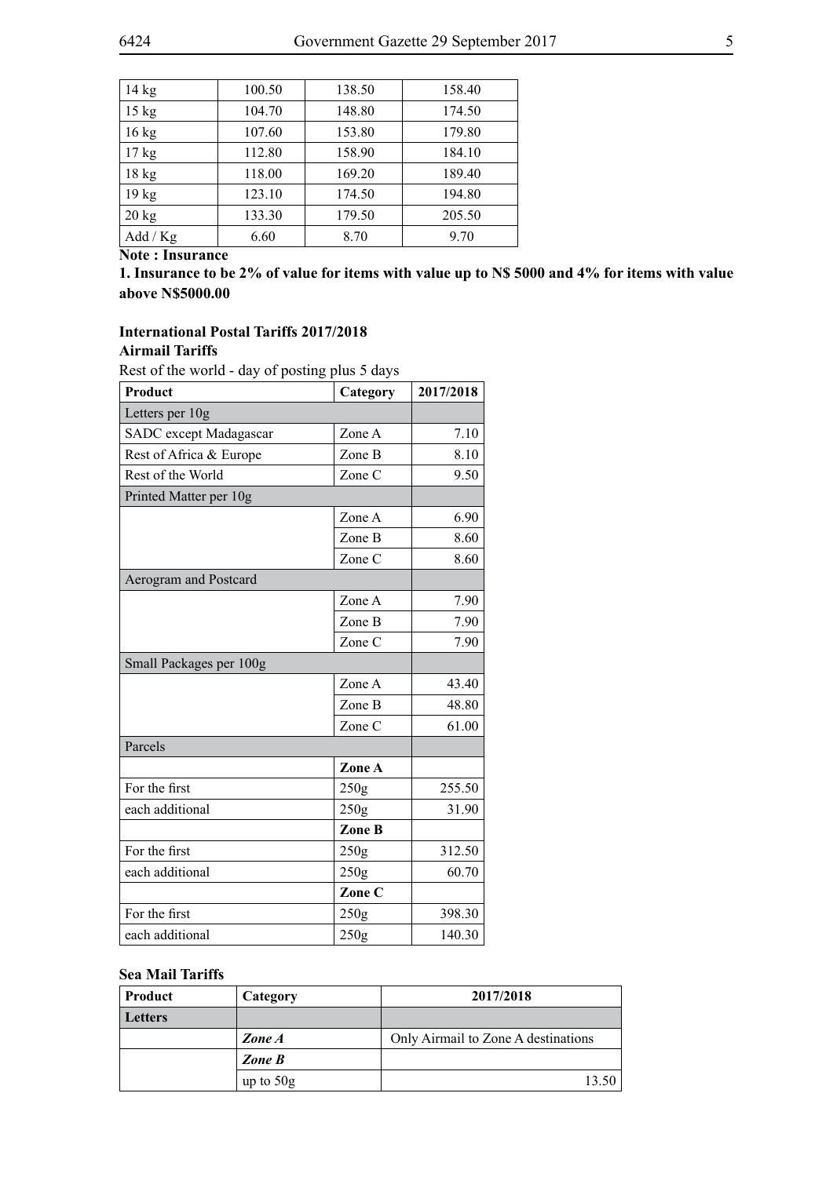| 14 kg | 100.50 | 138.50 | 158.40 |
|---|---|---|---|
| 15 kg | 104.70 | 148.80 | 174.50 |
| 16 kg | 107.60 | 153.80 | 179.80 |
| 17 kg | 112.80 | 158.90 | 184.10 |
| 18 kg | 118.00 | 169.20 | 189.40 |
| 19 kg | 123.10 | 174.50 | 194.80 |
| 20 kg | 133.30 | 179.50 | 205.50 |
| Add / Kg | 6.60 | 8.70 | 9.70 |

**Note : Insurance**

**1. Insurance to be 2% of value for items with value up to N$ 5000 and 4% for items with value above N$5000.00**

**International Postal Tariffs 2017/2018**

**Airmail Tariffs**

Rest of the world - day of posting plus 5 days

| Product | Category | 2017/2018 |
|---|---|---|
| Letters per 10g | | |
| SADC except Madagascar | Zone A | 7.10 |
| Rest of Africa & Europe | Zone B | 8.10 |
| Rest of the World | Zone C | 9.50 |
| Printed Matter per 10g | | |
| | Zone A | 6.90 |
| | Zone B | 8.60 |
| | Zone C | 8.60 |
| Aerogram and Postcard | | |
| | Zone A | 7.90 |
| | Zone B | 7.90 |
| | Zone C | 7.90 |
| Small Packages per 100g | | |
| | Zone A | 43.40 |
| | Zone B | 48.80 |
| | Zone C | 61.00 |
| Parcels | | |
| | **Zone A** | |
| For the first | 250g | 255.50 |
| each additional | 250g | 31.90 |
| | **Zone B** | |
| For the first | 250g | 312.50 |
| each additional | 250g | 60.70 |
| | **Zone C** | |
| For the first | 250g | 398.30 |
| each additional | 250g | 140.30 |

**Sea Mail Tariffs**

| Product | Category | 2017/2018 |
|---|---|---|
| **Letters** | | |
| | ***Zone A*** | Only Airmail to Zone A destinations |
| | ***Zone B*** | |
| | up to 50g | 13.50 |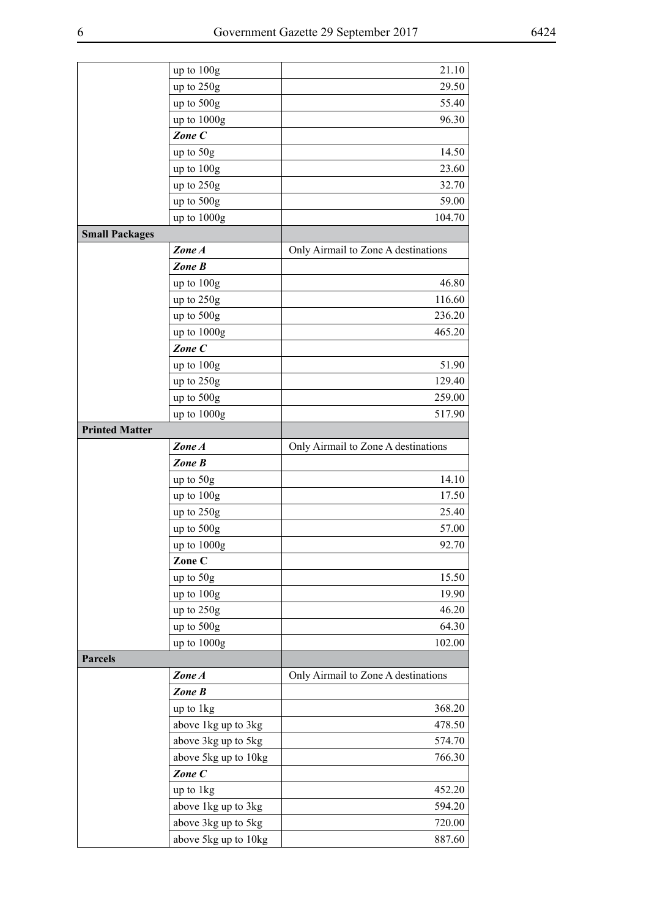| | | |
|---|---|---|
| | up to 100g | 21.10 |
| | up to 250g | 29.50 |
| | up to 500g | 55.40 |
| | up to 1000g | 96.30 |
| | ***Zone C*** | |
| | up to 50g | 14.50 |
| | up to 100g | 23.60 |
| | up to 250g | 32.70 |
| | up to 500g | 59.00 |
| | up to 1000g | 104.70 |
| **Small Packages** | | |
| | ***Zone A*** | Only Airmail to Zone A destinations |
| | ***Zone B*** | |
| | up to 100g | 46.80 |
| | up to 250g | 116.60 |
| | up to 500g | 236.20 |
| | up to 1000g | 465.20 |
| | ***Zone C*** | |
| | up to 100g | 51.90 |
| | up to 250g | 129.40 |
| | up to 500g | 259.00 |
| | up to 1000g | 517.90 |
| **Printed Matter** | | |
| | ***Zone A*** | Only Airmail to Zone A destinations |
| | ***Zone B*** | |
| | up to 50g | 14.10 |
| | up to 100g | 17.50 |
| | up to 250g | 25.40 |
| | up to 500g | 57.00 |
| | up to 1000g | 92.70 |
| | **Zone C** | |
| | up to 50g | 15.50 |
| | up to 100g | 19.90 |
| | up to 250g | 46.20 |
| | up to 500g | 64.30 |
| | up to 1000g | 102.00 |
| **Parcels** | | |
| | ***Zone A*** | Only Airmail to Zone A destinations |
| | ***Zone B*** | |
| | up to 1kg | 368.20 |
| | above 1kg up to 3kg | 478.50 |
| | above 3kg up to 5kg | 574.70 |
| | above 5kg up to 10kg | 766.30 |
| | ***Zone C*** | |
| | up to 1kg | 452.20 |
| | above 1kg up to 3kg | 594.20 |
| | above 3kg up to 5kg | 720.00 |
| | above 5kg up to 10kg | 887.60 |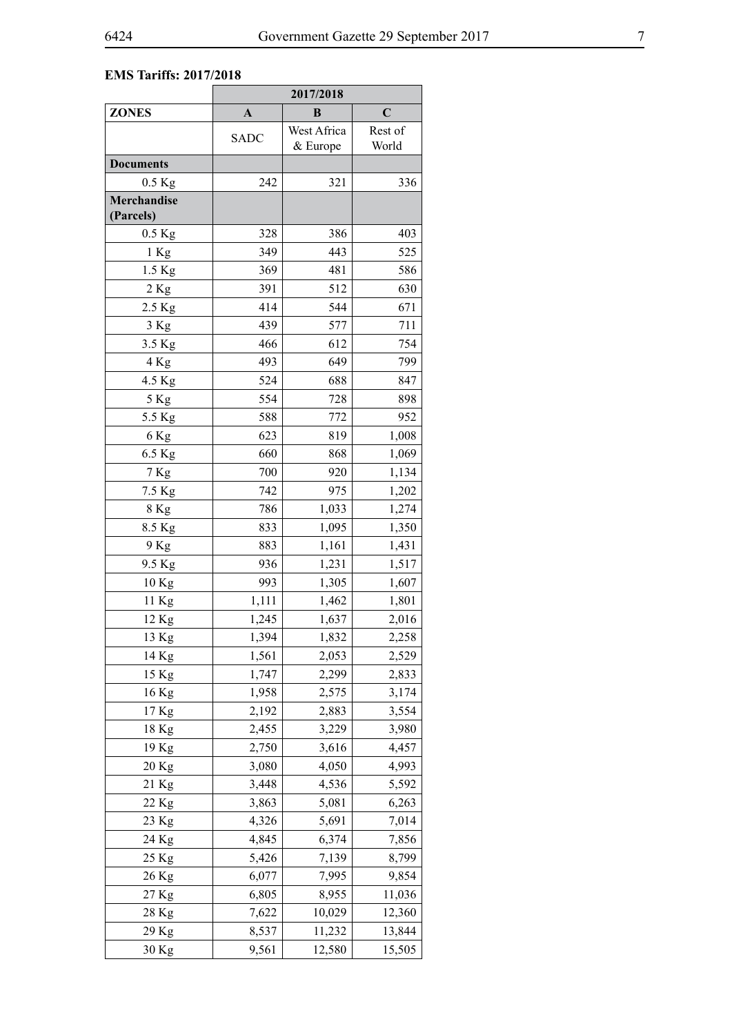**EMS Tariffs: 2017/2018**

| | 2017/2018 | | |
|---|---|---|---|
| **ZONES** | **A** | **B** | **C** |
| | SADC | West Africa & Europe | Rest of World |
| **Documents** | | | |
| 0.5 Kg | 242 | 321 | 336 |
| **Merchandise (Parcels)** | | | |
| 0.5 Kg | 328 | 386 | 403 |
| 1 Kg | 349 | 443 | 525 |
| 1.5 Kg | 369 | 481 | 586 |
| 2 Kg | 391 | 512 | 630 |
| 2.5 Kg | 414 | 544 | 671 |
| 3 Kg | 439 | 577 | 711 |
| 3.5 Kg | 466 | 612 | 754 |
| 4 Kg | 493 | 649 | 799 |
| 4.5 Kg | 524 | 688 | 847 |
| 5 Kg | 554 | 728 | 898 |
| 5.5 Kg | 588 | 772 | 952 |
| 6 Kg | 623 | 819 | 1,008 |
| 6.5 Kg | 660 | 868 | 1,069 |
| 7 Kg | 700 | 920 | 1,134 |
| 7.5 Kg | 742 | 975 | 1,202 |
| 8 Kg | 786 | 1,033 | 1,274 |
| 8.5 Kg | 833 | 1,095 | 1,350 |
| 9 Kg | 883 | 1,161 | 1,431 |
| 9.5 Kg | 936 | 1,231 | 1,517 |
| 10 Kg | 993 | 1,305 | 1,607 |
| 11 Kg | 1,111 | 1,462 | 1,801 |
| 12 Kg | 1,245 | 1,637 | 2,016 |
| 13 Kg | 1,394 | 1,832 | 2,258 |
| 14 Kg | 1,561 | 2,053 | 2,529 |
| 15 Kg | 1,747 | 2,299 | 2,833 |
| 16 Kg | 1,958 | 2,575 | 3,174 |
| 17 Kg | 2,192 | 2,883 | 3,554 |
| 18 Kg | 2,455 | 3,229 | 3,980 |
| 19 Kg | 2,750 | 3,616 | 4,457 |
| 20 Kg | 3,080 | 4,050 | 4,993 |
| 21 Kg | 3,448 | 4,536 | 5,592 |
| 22 Kg | 3,863 | 5,081 | 6,263 |
| 23 Kg | 4,326 | 5,691 | 7,014 |
| 24 Kg | 4,845 | 6,374 | 7,856 |
| 25 Kg | 5,426 | 7,139 | 8,799 |
| 26 Kg | 6,077 | 7,995 | 9,854 |
| 27 Kg | 6,805 | 8,955 | 11,036 |
| 28 Kg | 7,622 | 10,029 | 12,360 |
| 29 Kg | 8,537 | 11,232 | 13,844 |
| 30 Kg | 9,561 | 12,580 | 15,505 |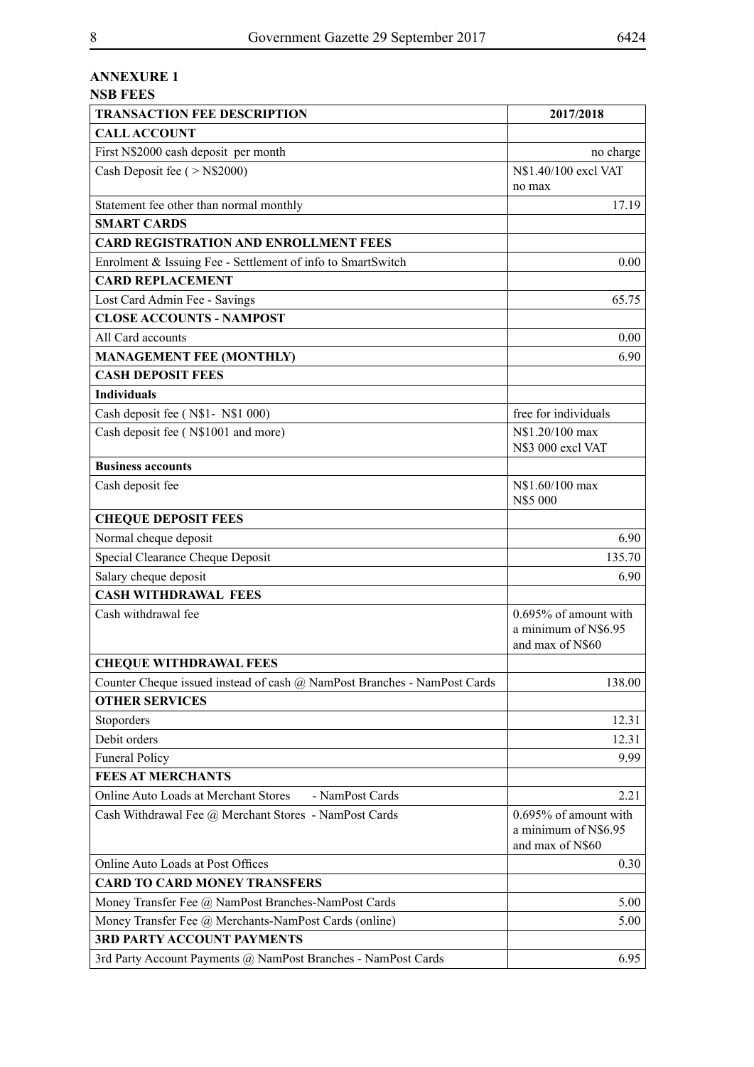## ANNEXURE 1

## NSB FEES

| TRANSACTION FEE DESCRIPTION | 2017/2018 |
|---|---|
| **CALL ACCOUNT** | |
| First N$2000 cash deposit per month | no charge |
| Cash Deposit fee ( > N$2000) | N$1.40/100 excl VAT no max |
| Statement fee other than normal monthly | 17.19 |
| **SMART CARDS** | |
| **CARD REGISTRATION AND ENROLLMENT FEES** | |
| Enrolment & Issuing Fee - Settlement of info to SmartSwitch | 0.00 |
| **CARD REPLACEMENT** | |
| Lost Card Admin Fee - Savings | 65.75 |
| **CLOSE ACCOUNTS - NAMPOST** | |
| All Card accounts | 0.00 |
| **MANAGEMENT FEE (MONTHLY)** | 6.90 |
| **CASH DEPOSIT FEES** | |
| **Individuals** | |
| Cash deposit fee ( N$1- N$1 000) | free for individuals |
| Cash deposit fee ( N$1001 and more) | N$1.20/100 max N$3 000 excl VAT |
| **Business accounts** | |
| Cash deposit fee | N$1.60/100 max N$5 000 |
| **CHEQUE DEPOSIT FEES** | |
| Normal cheque deposit | 6.90 |
| Special Clearance Cheque Deposit | 135.70 |
| Salary cheque deposit | 6.90 |
| **CASH WITHDRAWAL FEES** | |
| Cash withdrawal fee | 0.695% of amount with a minimum of N$6.95 and max of N$60 |
| **CHEQUE WITHDRAWAL FEES** | |
| Counter Cheque issued instead of cash @ NamPost Branches - NamPost Cards | 138.00 |
| **OTHER SERVICES** | |
| Stoporders | 12.31 |
| Debit orders | 12.31 |
| Funeral Policy | 9.99 |
| **FEES AT MERCHANTS** | |
| Online Auto Loads at Merchant Stores - NamPost Cards | 2.21 |
| Cash Withdrawal Fee @ Merchant Stores - NamPost Cards | 0.695% of amount with a minimum of N$6.95 and max of N$60 |
| Online Auto Loads at Post Offices | 0.30 |
| **CARD TO CARD MONEY TRANSFERS** | |
| Money Transfer Fee @ NamPost Branches-NamPost Cards | 5.00 |
| Money Transfer Fee @ Merchants-NamPost Cards (online) | 5.00 |
| **3RD PARTY ACCOUNT PAYMENTS** | |
| 3rd Party Account Payments @ NamPost Branches - NamPost Cards | 6.95 |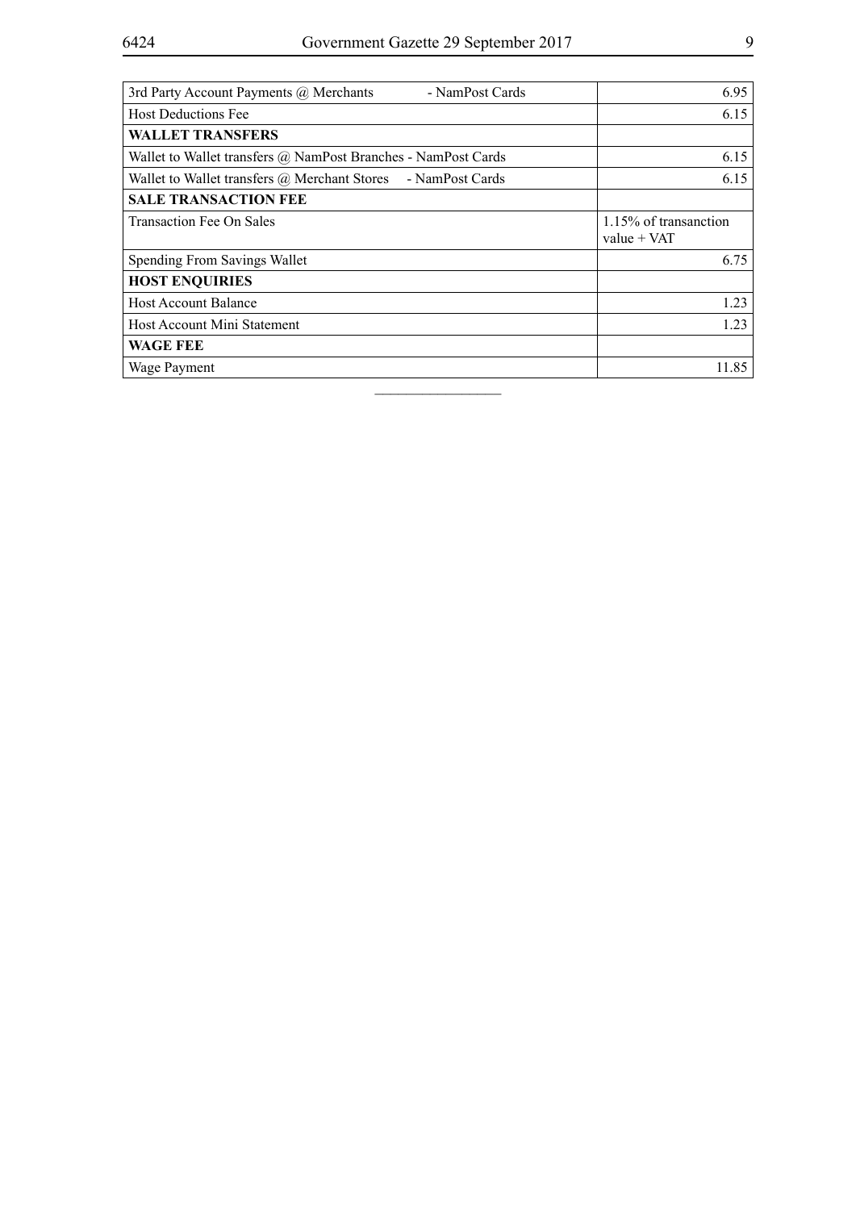| | |
|---|---|
| 3rd Party Account Payments @ Merchants - NamPost Cards | 6.95 |
| Host Deductions Fee | 6.15 |
| **WALLET TRANSFERS** | |
| Wallet to Wallet transfers @ NamPost Branches - NamPost Cards | 6.15 |
| Wallet to Wallet transfers @ Merchant Stores - NamPost Cards | 6.15 |
| **SALE TRANSACTION FEE** | |
| Transaction Fee On Sales | 1.15% of transanction value + VAT |
| Spending From Savings Wallet | 6.75 |
| **HOST ENQUIRIES** | |
| Host Account Balance | 1.23 |
| Host Account Mini Statement | 1.23 |
| **WAGE FEE** | |
| Wage Payment | 11.85 |

________________